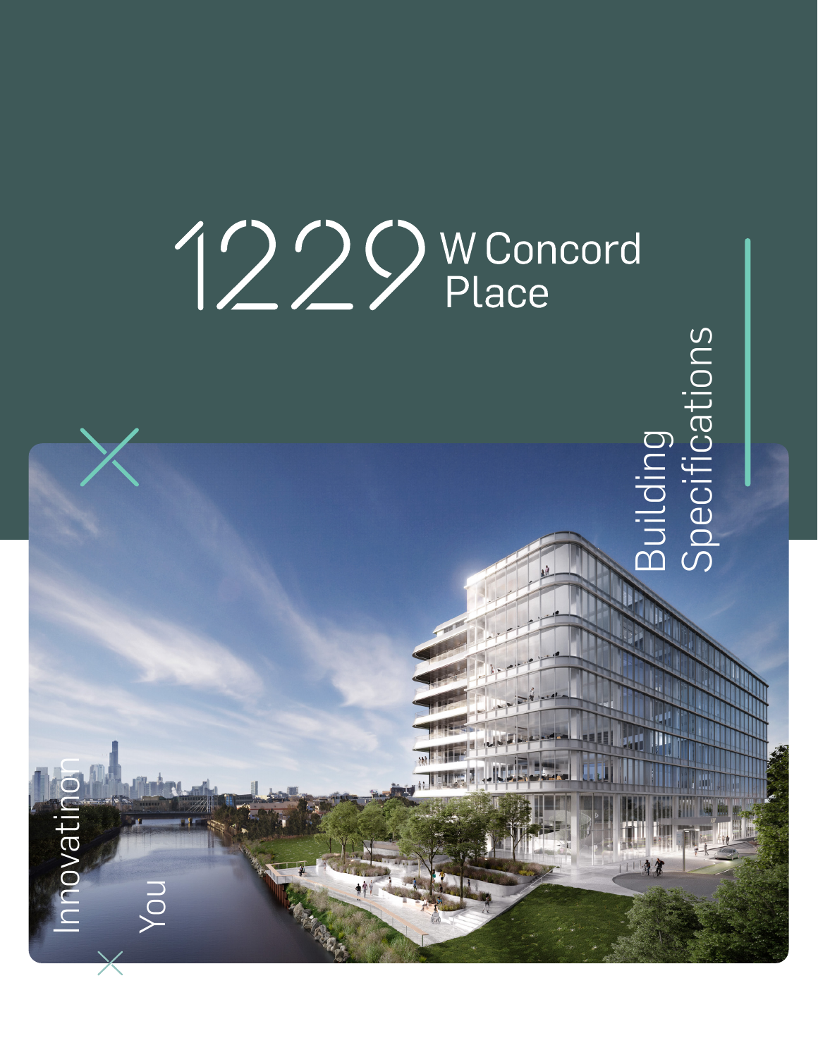# 1229 W Concord Place

## Building Specifications

Innovatinon

You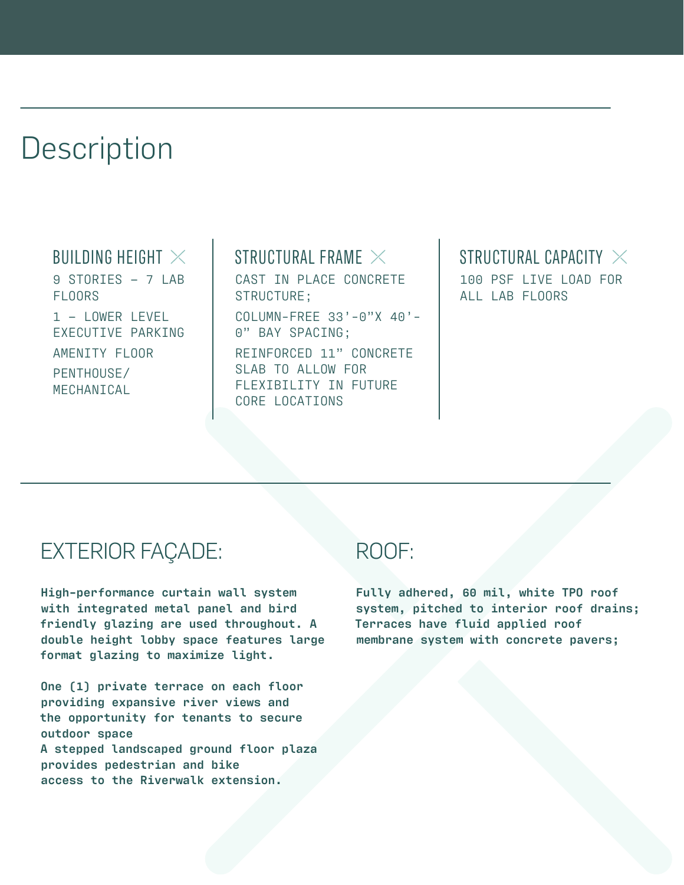# Description

### BUILDING HEIGHT

9 STORIES – 7 LAB FLOORS

1 – LOWER LEVEL EXECUTIVE PARKING

AMENITY FLOOR

PENTHOUSE/ MECHANICAL

### STRUCTURAL FRAME

CAST IN PLACE CONCRETE STRUCTURE;

COLUMN-FREE 33’-0”X 40’-0” BAY SPACING;

REINFORCED 11” CONCRETE SLAB TO ALLOW FOR FLEXIBILITY IN FUTURE CORE LOCATIONS

### STRUCTURAL CAPACITY

100 PSF LIVE LOAD FOR ALL LAB FLOORS

## EXTERIOR FAÇADE:

**High-performance curtain wall system with integrated metal panel and bird friendly glazing are used throughout. A double height lobby space features large format glazing to maximize light.**

**One (1) private terrace on each floor providing expansive river views and the opportunity for tenants to secure outdoor space**
**A stepped landscaped ground floor plaza provides pedestrian and bike access to the Riverwalk extension.**

## ROOF:

**Fully adhered, 60 mil, white TPO roof system, pitched to interior roof drains; Terraces have fluid applied roof membrane system with concrete pavers;**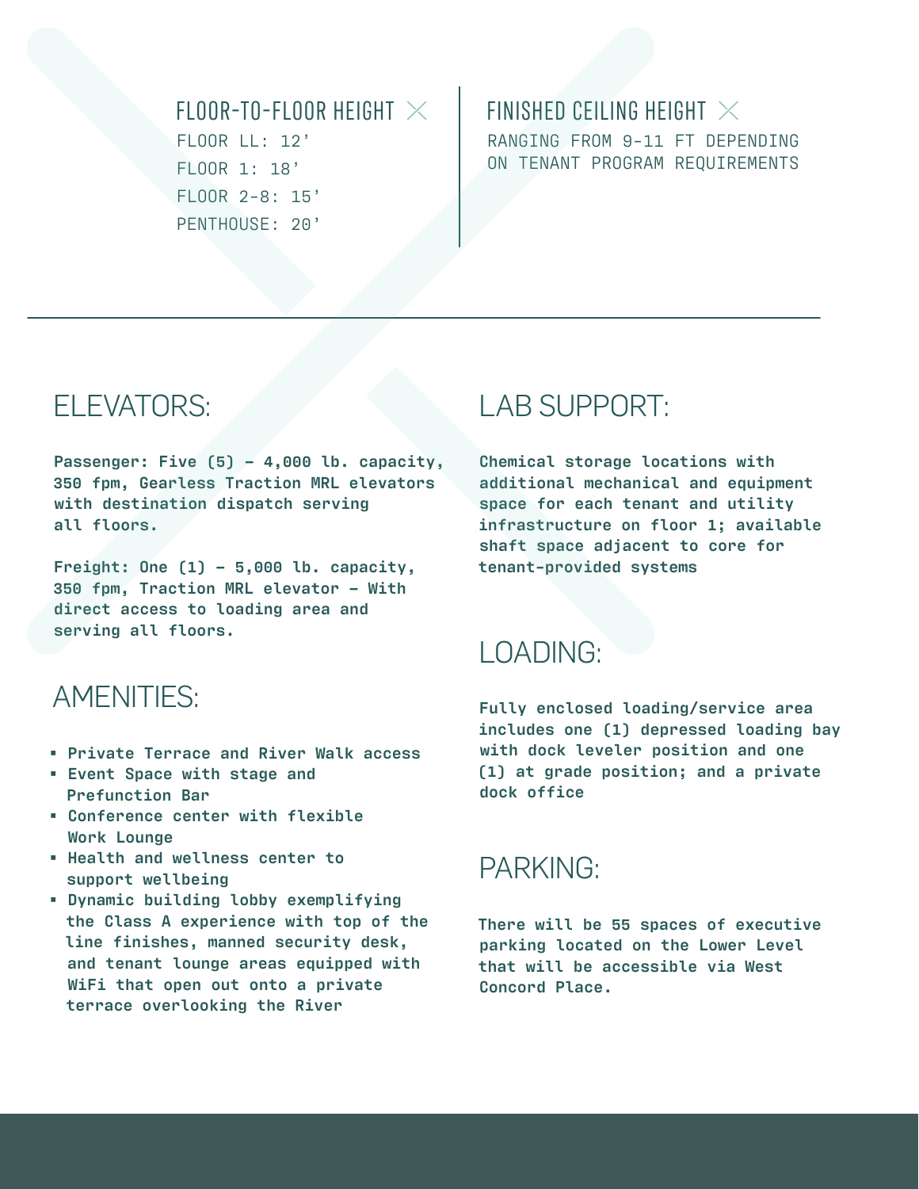## FLOOR-TO-FLOOR HEIGHT

FLOOR LL: 12’

FLOOR 1: 18’

FLOOR 2-8: 15’

PENTHOUSE: 20’

## FINISHED CEILING HEIGHT

RANGING FROM 9-11 FT DEPENDING ON TENANT PROGRAM REQUIREMENTS

## ELEVATORS:

**Passenger: Five (5) – 4,000 lb. capacity, 350 fpm, Gearless Traction MRL elevators with destination dispatch serving all floors.**

**Freight: One (1) – 5,000 lb. capacity, 350 fpm, Traction MRL elevator – With direct access to loading area and serving all floors.**

## AMENITIES:

- **Private Terrace and River Walk access**
- **Event Space with stage and Prefunction Bar**
- **Conference center with flexible Work Lounge**
- **Health and wellness center to support wellbeing**
- **Dynamic building lobby exemplifying the Class A experience with top of the line finishes, manned security desk, and tenant lounge areas equipped with WiFi that open out onto a private terrace overlooking the River**

## LAB SUPPORT:

**Chemical storage locations with additional mechanical and equipment space for each tenant and utility infrastructure on floor 1; available shaft space adjacent to core for tenant-provided systems**

## LOADING:

**Fully enclosed loading/service area includes one (1) depressed loading bay with dock leveler position and one (1) at grade position; and a private dock office**

## PARKING:

**There will be 55 spaces of executive parking located on the Lower Level that will be accessible via West Concord Place.**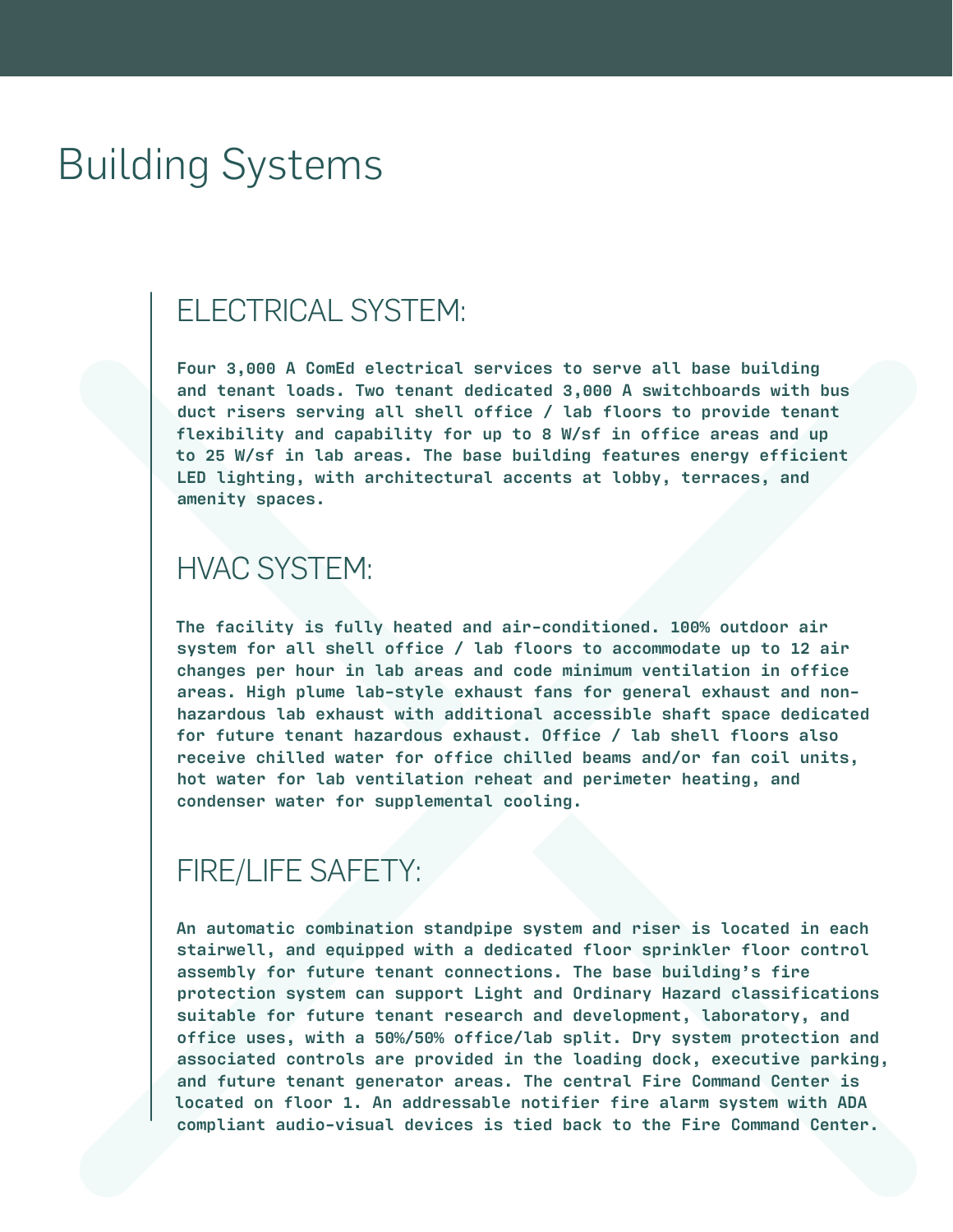# Building Systems

## ELECTRICAL SYSTEM:

Four 3,000 A ComEd electrical services to serve all base building and tenant loads. Two tenant dedicated 3,000 A switchboards with bus duct risers serving all shell office / lab floors to provide tenant flexibility and capability for up to 8 W/sf in office areas and up to 25 W/sf in lab areas. The base building features energy efficient LED lighting, with architectural accents at lobby, terraces, and amenity spaces.

## HVAC SYSTEM:

The facility is fully heated and air-conditioned. 100% outdoor air system for all shell office / lab floors to accommodate up to 12 air changes per hour in lab areas and code minimum ventilation in office areas. High plume lab-style exhaust fans for general exhaust and non-hazardous lab exhaust with additional accessible shaft space dedicated for future tenant hazardous exhaust. Office / lab shell floors also receive chilled water for office chilled beams and/or fan coil units, hot water for lab ventilation reheat and perimeter heating, and condenser water for supplemental cooling.

## FIRE/LIFE SAFETY:

An automatic combination standpipe system and riser is located in each stairwell, and equipped with a dedicated floor sprinkler floor control assembly for future tenant connections. The base building's fire protection system can support Light and Ordinary Hazard classifications suitable for future tenant research and development, laboratory, and office uses, with a 50%/50% office/lab split. Dry system protection and associated controls are provided in the loading dock, executive parking, and future tenant generator areas. The central Fire Command Center is located on floor 1. An addressable notifier fire alarm system with ADA compliant audio-visual devices is tied back to the Fire Command Center.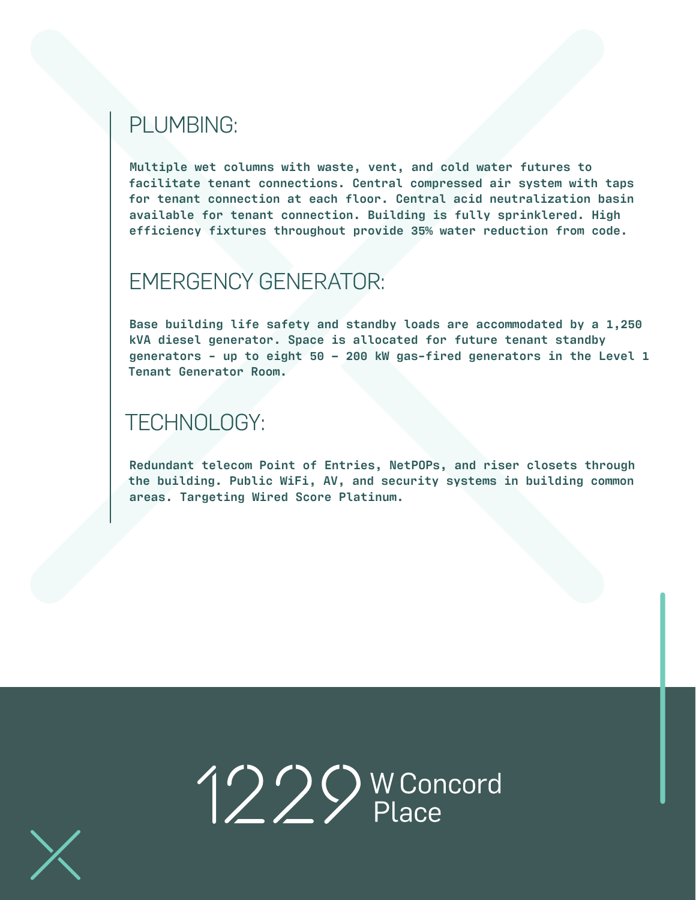## PLUMBING:

Multiple wet columns with waste, vent, and cold water futures to facilitate tenant connections. Central compressed air system with taps for tenant connection at each floor. Central acid neutralization basin available for tenant connection. Building is fully sprinklered. High efficiency fixtures throughout provide 35% water reduction from code.

## EMERGENCY GENERATOR:

Base building life safety and standby loads are accommodated by a 1,250 kVA diesel generator. Space is allocated for future tenant standby generators - up to eight 50 – 200 kW gas-fired generators in the Level 1 Tenant Generator Room.

## TECHNOLOGY:

Redundant telecom Point of Entries, NetPOPs, and riser closets through the building. Public WiFi, AV, and security systems in building common areas. Targeting Wired Score Platinum.

1229 W Concord Place